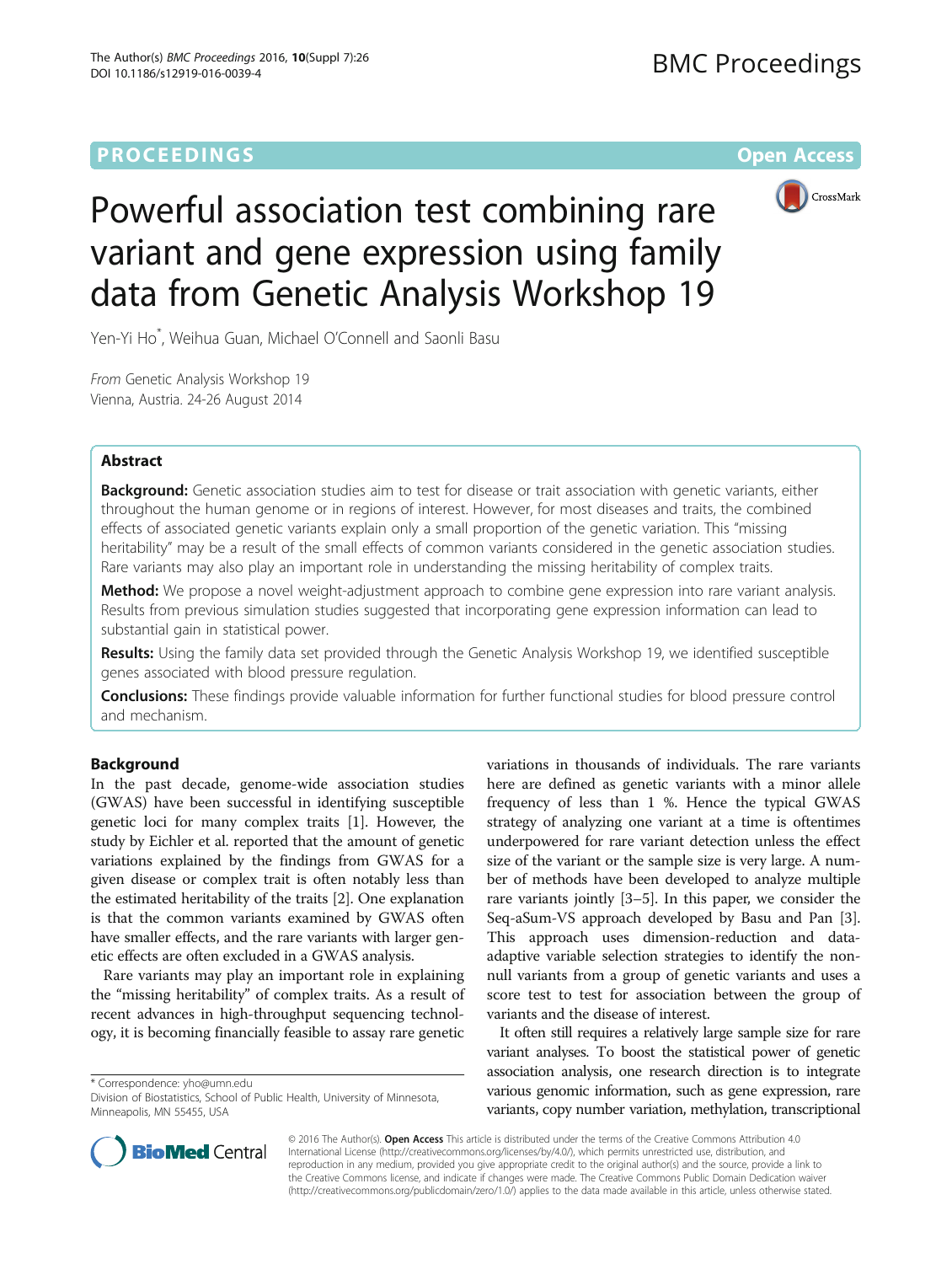**PROCEEDINGS** **Open Access**

# Powerful association test combining rare variant and gene expression using family data from Genetic Analysis Workshop 19

Yen-Yi Ho*, Weihua Guan, Michael O'Connell and Saonli Basu

*From* Genetic Analysis Workshop 19
Vienna, Austria. 24-26 August 2014

## Abstract

**Background:** Genetic association studies aim to test for disease or trait association with genetic variants, either throughout the human genome or in regions of interest. However, for most diseases and traits, the combined effects of associated genetic variants explain only a small proportion of the genetic variation. This "missing heritability" may be a result of the small effects of common variants considered in the genetic association studies. Rare variants may also play an important role in understanding the missing heritability of complex traits.

**Method:** We propose a novel weight-adjustment approach to combine gene expression into rare variant analysis. Results from previous simulation studies suggested that incorporating gene expression information can lead to substantial gain in statistical power.

**Results:** Using the family data set provided through the Genetic Analysis Workshop 19, we identified susceptible genes associated with blood pressure regulation.

**Conclusions:** These findings provide valuable information for further functional studies for blood pressure control and mechanism.

## Background

In the past decade, genome-wide association studies (GWAS) have been successful in identifying susceptible genetic loci for many complex traits [1]. However, the study by Eichler et al. reported that the amount of genetic variations explained by the findings from GWAS for a given disease or complex trait is often notably less than the estimated heritability of the traits [2]. One explanation is that the common variants examined by GWAS often have smaller effects, and the rare variants with larger genetic effects are often excluded in a GWAS analysis.

Rare variants may play an important role in explaining the "missing heritability" of complex traits. As a result of recent advances in high-throughput sequencing technology, it is becoming financially feasible to assay rare genetic variations in thousands of individuals. The rare variants here are defined as genetic variants with a minor allele frequency of less than 1 %. Hence the typical GWAS strategy of analyzing one variant at a time is oftentimes underpowered for rare variant detection unless the effect size of the variant or the sample size is very large. A number of methods have been developed to analyze multiple rare variants jointly [3–5]. In this paper, we consider the Seq-aSum-VS approach developed by Basu and Pan [3]. This approach uses dimension-reduction and data-adaptive variable selection strategies to identify the non-null variants from a group of genetic variants and uses a score test to test for association between the group of variants and the disease of interest.

It often still requires a relatively large sample size for rare variant analyses. To boost the statistical power of genetic association analysis, one research direction is to integrate various genomic information, such as gene expression, rare variants, copy number variation, methylation, transcriptional

\* Correspondence: yho@umn.edu
Division of Biostatistics, School of Public Health, University of Minnesota, Minneapolis, MN 55455, USA

© 2016 The Author(s). **Open Access** This article is distributed under the terms of the Creative Commons Attribution 4.0 International License (http://creativecommons.org/licenses/by/4.0/), which permits unrestricted use, distribution, and reproduction in any medium, provided you give appropriate credit to the original author(s) and the source, provide a link to the Creative Commons license, and indicate if changes were made. The Creative Commons Public Domain Dedication waiver (http://creativecommons.org/publicdomain/zero/1.0/) applies to the data made available in this article, unless otherwise stated.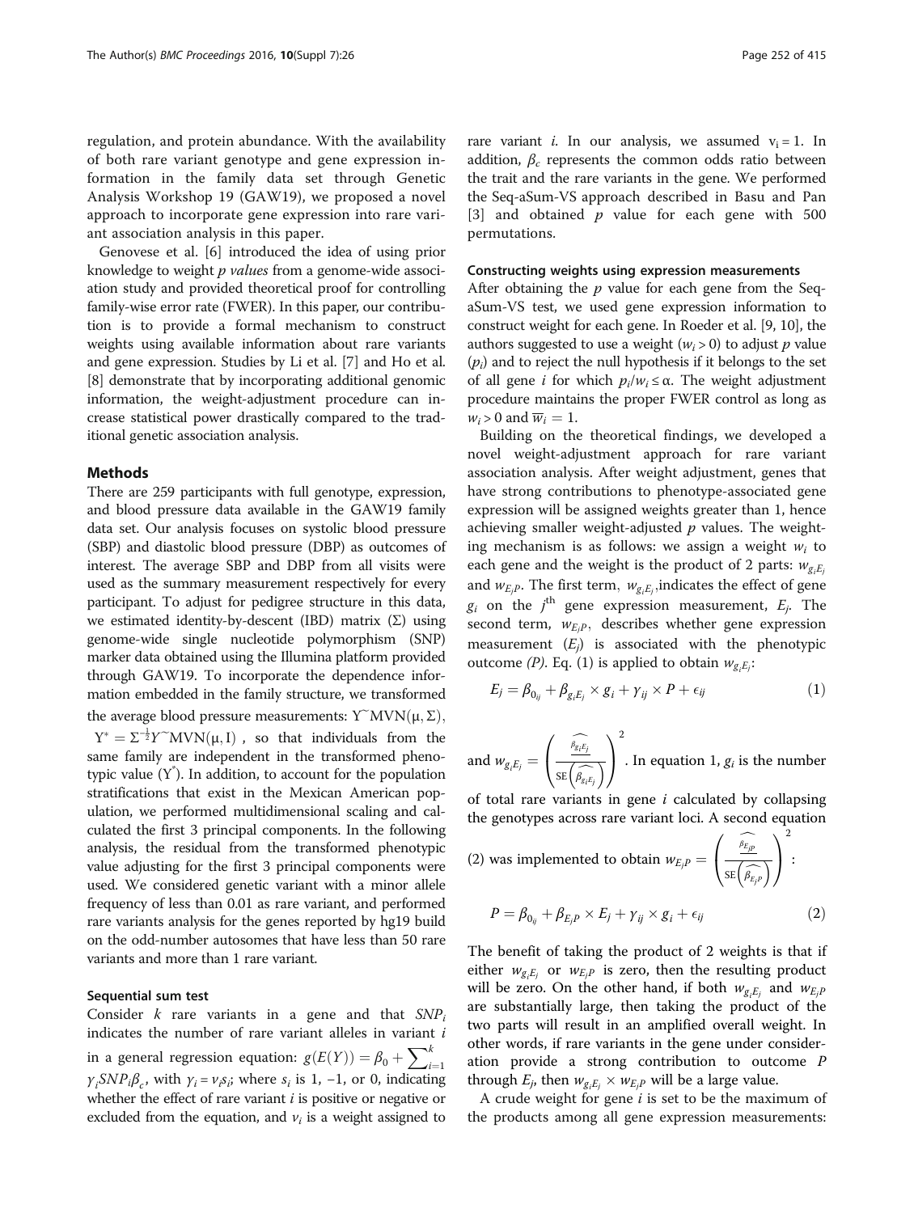regulation, and protein abundance. With the availability of both rare variant genotype and gene expression information in the family data set through Genetic Analysis Workshop 19 (GAW19), we proposed a novel approach to incorporate gene expression into rare variant association analysis in this paper.

Genovese et al. [6] introduced the idea of using prior knowledge to weight *p values* from a genome-wide association study and provided theoretical proof for controlling family-wise error rate (FWER). In this paper, our contribution is to provide a formal mechanism to construct weights using available information about rare variants and gene expression. Studies by Li et al. [7] and Ho et al. [8] demonstrate that by incorporating additional genomic information, the weight-adjustment procedure can increase statistical power drastically compared to the traditional genetic association analysis.

## Methods

There are 259 participants with full genotype, expression, and blood pressure data available in the GAW19 family data set. Our analysis focuses on systolic blood pressure (SBP) and diastolic blood pressure (DBP) as outcomes of interest. The average SBP and DBP from all visits were used as the summary measurement respectively for every participant. To adjust for pedigree structure in this data, we estimated identity-by-descent (IBD) matrix ($\Sigma$) using genome-wide single nucleotide polymorphism (SNP) marker data obtained using the Illumina platform provided through GAW19. To incorporate the dependence information embedded in the family structure, we transformed the average blood pressure measurements: $Y \sim MVN(\mu, \Sigma)$, $Y^* = \Sigma^{-\frac{1}{2}} Y \sim MVN(\mu, I)$, so that individuals from the same family are independent in the transformed phenotypic value ($Y^*$). In addition, to account for the population stratifications that exist in the Mexican American population, we performed multidimensional scaling and calculated the first 3 principal components. In the following analysis, the residual from the transformed phenotypic value adjusting for the first 3 principal components were used. We considered genetic variant with a minor allele frequency of less than 0.01 as rare variant, and performed rare variants analysis for the genes reported by hg19 build on the odd-number autosomes that have less than 50 rare variants and more than 1 rare variant.

### Sequential sum test

Consider $k$ rare variants in a gene and that $SNP_i$ indicates the number of rare variant alleles in variant $i$ in a general regression equation: $g(E(Y)) = \beta_0 + \sum_{i=1}^{k} \gamma_i SNP_i \beta_c$, with $\gamma_i = v_i s_i$; where $s_i$ is 1, −1, or 0, indicating whether the effect of rare variant $i$ is positive or negative or excluded from the equation, and $v_i$ is a weight assigned to rare variant $i$. In our analysis, we assumed $v_i = 1$. In addition, $\beta_c$ represents the common odds ratio between the trait and the rare variants in the gene. We performed the Seq-aSum-VS approach described in Basu and Pan [3] and obtained $p$ value for each gene with 500 permutations.

### Constructing weights using expression measurements

After obtaining the $p$ value for each gene from the Seq-aSum-VS test, we used gene expression information to construct weight for each gene. In Roeder et al. [9, 10], the authors suggested to use a weight ($w_i > 0$) to adjust $p$ value ($p_i$) and to reject the null hypothesis if it belongs to the set of all gene $i$ for which $p_i/w_i \leq \alpha$. The weight adjustment procedure maintains the proper FWER control as long as $w_i > 0$ and $\overline{w}_i = 1$.

Building on the theoretical findings, we developed a novel weight-adjustment approach for rare variant association analysis. After weight adjustment, genes that have strong contributions to phenotype-associated gene expression will be assigned weights greater than 1, hence achieving smaller weight-adjusted $p$ values. The weighting mechanism is as follows: we assign a weight $w_i$ to each gene and the weight is the product of 2 parts: $w_{g_i E_j}$ and $w_{E_j P}$. The first term, $w_{g_i E_j}$, indicates the effect of gene $g_i$ on the $j^{\text{th}}$ gene expression measurement, $E_j$. The second term, $w_{E_j P}$, describes whether gene expression measurement ($E_j$) is associated with the phenotypic outcome *(P)*. Eq. (1) is applied to obtain $w_{g_i E_j}$:

$$E_j = \beta_{0_{ij}} + \beta_{g_i E_j} \times g_i + \gamma_{ij} \times P + \epsilon_{ij} \tag{1}$$

and $w_{g_i E_j} = \left( \frac{\widehat{\beta_{g_i E_j}}}{\mathrm{SE}\left(\widehat{\beta_{g_i E_j}}\right)} \right)^2$. In equation 1, $g_i$ is the number of total rare variants in gene $i$ calculated by collapsing the genotypes across rare variant loci. A second equation (2) was implemented to obtain $w_{E_j P} = \left( \frac{\widehat{\beta_{E_j P}}}{\mathrm{SE}\left(\widehat{\beta_{E_j P}}\right)} \right)^2$:

$$P = \beta_{0_{ij}} + \beta_{E_j P} \times E_j + \gamma_{ij} \times g_i + \epsilon_{ij} \tag{2}$$

The benefit of taking the product of 2 weights is that if either $w_{g_i E_j}$ or $w_{E_j P}$ is zero, then the resulting product will be zero. On the other hand, if both $w_{g_i E_j}$ and $w_{E_j P}$ are substantially large, then taking the product of the two parts will result in an amplified overall weight. In other words, if rare variants in the gene under consideration provide a strong contribution to outcome $P$ through $E_j$, then $w_{g_i E_j} \times w_{E_j P}$ will be a large value.

A crude weight for gene $i$ is set to be the maximum of the products among all gene expression measurements: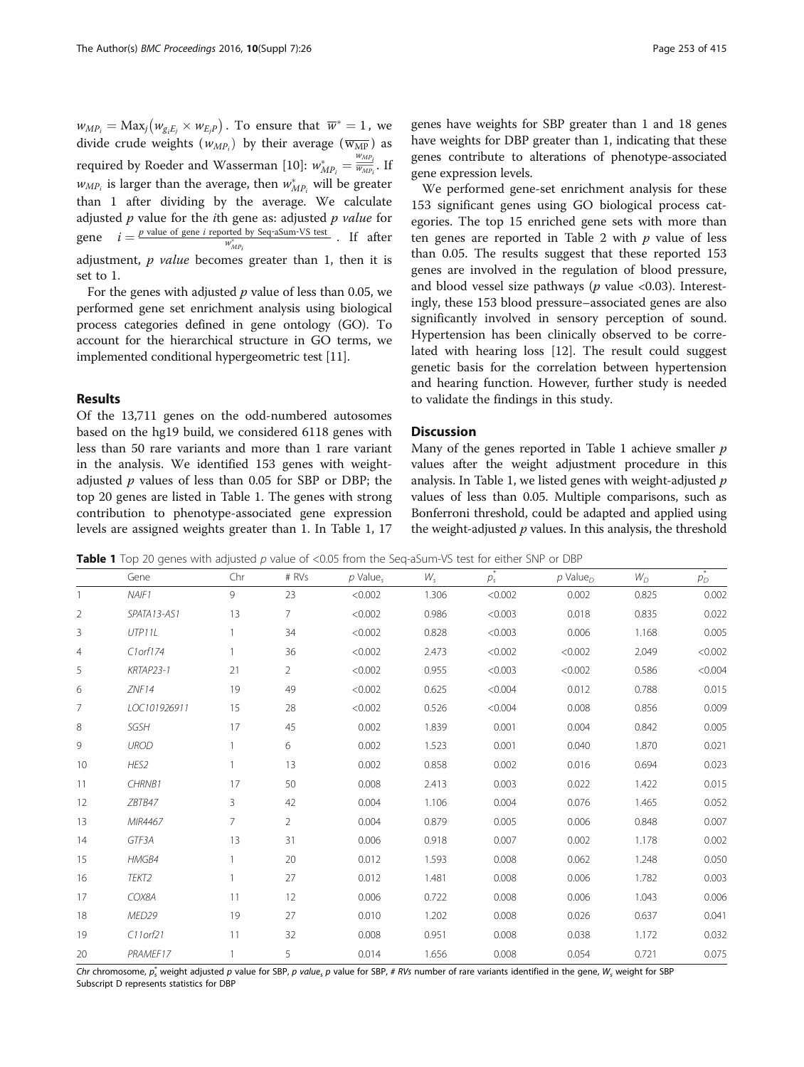$w_{MP_i} = \text{Max}_j\left(w_{g_iE_j} \times w_{E_jP}\right)$. To ensure that $\overline{w}^* = 1$, we divide crude weights ($w_{MP_i}$) by their average ($\overline{w_{MP}}$) as required by Roeder and Wasserman [10]: $w^*_{MP_i} = \frac{w_{MP_i}}{\overline{w_{MP_i}}}$. If $w_{MP_i}$ is larger than the average, then $w^*_{MP_i}$ will be greater than 1 after dividing by the average. We calculate adjusted $p$ value for the $i$th gene as: adjusted $p$ value for gene $i = \frac{p \text{ value of gene } i \text{ reported by Seq-aSum-VS test}}{w^*_{MP_i}}$. If after adjustment, $p$ value becomes greater than 1, then it is set to 1.

For the genes with adjusted $p$ value of less than 0.05, we performed gene set enrichment analysis using biological process categories defined in gene ontology (GO). To account for the hierarchical structure in GO terms, we implemented conditional hypergeometric test [11].

## Results

Of the 13,711 genes on the odd-numbered autosomes based on the hg19 build, we considered 6118 genes with less than 50 rare variants and more than 1 rare variant in the analysis. We identified 153 genes with weight-adjusted $p$ values of less than 0.05 for SBP or DBP; the top 20 genes are listed in Table 1. The genes with strong contribution to phenotype-associated gene expression levels are assigned weights greater than 1. In Table 1, 17 genes have weights for SBP greater than 1 and 18 genes have weights for DBP greater than 1, indicating that these genes contribute to alterations of phenotype-associated gene expression levels.

We performed gene-set enrichment analysis for these 153 significant genes using GO biological process categories. The top 15 enriched gene sets with more than ten genes are reported in Table 2 with $p$ value of less than 0.05. The results suggest that these reported 153 genes are involved in the regulation of blood pressure, and blood vessel size pathways ($p$ value <0.03). Interestingly, these 153 blood pressure–associated genes are also significantly involved in sensory perception of sound. Hypertension has been clinically observed to be correlated with hearing loss [12]. The result could suggest genetic basis for the correlation between hypertension and hearing function. However, further study is needed to validate the findings in this study.

## Discussion

Many of the genes reported in Table 1 achieve smaller $p$ values after the weight adjustment procedure in this analysis. In Table 1, we listed genes with weight-adjusted $p$ values of less than 0.05. Multiple comparisons, such as Bonferroni threshold, could be adapted and applied using the weight-adjusted $p$ values. In this analysis, the threshold

**Table 1** Top 20 genes with adjusted $p$ value of <0.05 from the Seq-aSum-VS test for either SNP or DBP

| | Gene | Chr | # RVs | $p$ Value$_s$ | $W_s$ | $p^*_s$ | $p$ Value$_D$ | $W_D$ | $p^*_D$ |
|---|---|---|---|---|---|---|---|---|---|
| 1 | *NAIF1* | 9 | 23 | <0.002 | 1.306 | <0.002 | 0.002 | 0.825 | 0.002 |
| 2 | *SPATA13-AS1* | 13 | 7 | <0.002 | 0.986 | <0.003 | 0.018 | 0.835 | 0.022 |
| 3 | *UTP11L* | 1 | 34 | <0.002 | 0.828 | <0.003 | 0.006 | 1.168 | 0.005 |
| 4 | *C1orf174* | 1 | 36 | <0.002 | 2.473 | <0.002 | <0.002 | 2.049 | <0.002 |
| 5 | *KRTAP23-1* | 21 | 2 | <0.002 | 0.955 | <0.003 | <0.002 | 0.586 | <0.004 |
| 6 | *ZNF14* | 19 | 49 | <0.002 | 0.625 | <0.004 | 0.012 | 0.788 | 0.015 |
| 7 | *LOC101926911* | 15 | 28 | <0.002 | 0.526 | <0.004 | 0.008 | 0.856 | 0.009 |
| 8 | *SGSH* | 17 | 45 | 0.002 | 1.839 | 0.001 | 0.004 | 0.842 | 0.005 |
| 9 | *UROD* | 1 | 6 | 0.002 | 1.523 | 0.001 | 0.040 | 1.870 | 0.021 |
| 10 | *HES2* | 1 | 13 | 0.002 | 0.858 | 0.002 | 0.016 | 0.694 | 0.023 |
| 11 | *CHRNB1* | 17 | 50 | 0.008 | 2.413 | 0.003 | 0.022 | 1.422 | 0.015 |
| 12 | *ZBTB47* | 3 | 42 | 0.004 | 1.106 | 0.004 | 0.076 | 1.465 | 0.052 |
| 13 | *MIR4467* | 7 | 2 | 0.004 | 0.879 | 0.005 | 0.006 | 0.848 | 0.007 |
| 14 | *GTF3A* | 13 | 31 | 0.006 | 0.918 | 0.007 | 0.002 | 1.178 | 0.002 |
| 15 | *HMGB4* | 1 | 20 | 0.012 | 1.593 | 0.008 | 0.062 | 1.248 | 0.050 |
| 16 | *TEKT2* | 1 | 27 | 0.012 | 1.481 | 0.008 | 0.006 | 1.782 | 0.003 |
| 17 | *COX8A* | 11 | 12 | 0.006 | 0.722 | 0.008 | 0.006 | 1.043 | 0.006 |
| 18 | *MED29* | 19 | 27 | 0.010 | 1.202 | 0.008 | 0.026 | 0.637 | 0.041 |
| 19 | *C11orf21* | 11 | 32 | 0.008 | 0.951 | 0.008 | 0.038 | 1.172 | 0.032 |
| 20 | *PRAMEF17* | 1 | 5 | 0.014 | 1.656 | 0.008 | 0.054 | 0.721 | 0.075 |

*Chr* chromosome, $p^*_s$ weight adjusted $p$ value for SBP, $p$ *value*$_s$ $p$ value for SBP, *# RVs* number of rare variants identified in the gene, $W_s$ weight for SBP
Subscript D represents statistics for DBP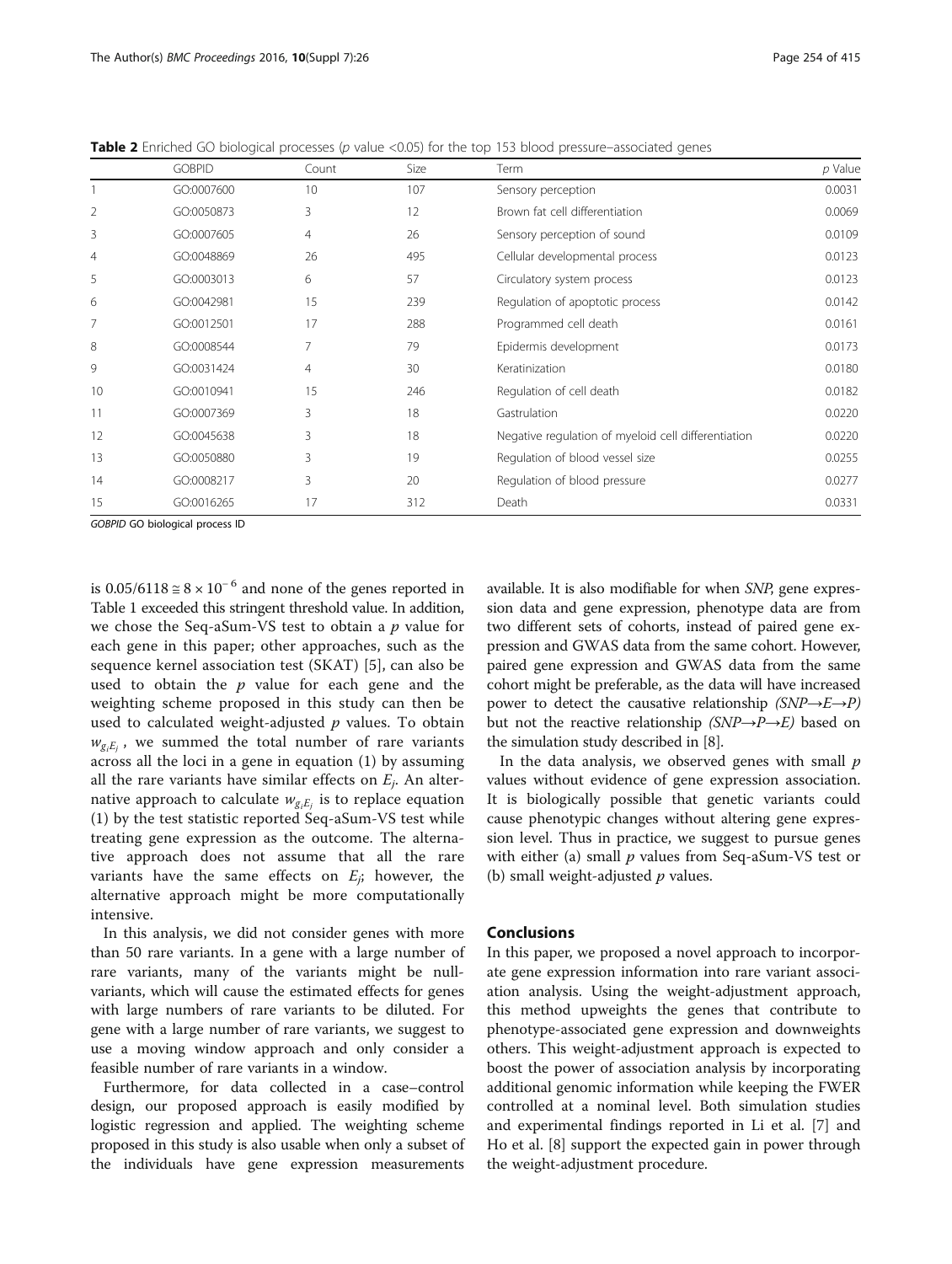**Table 2** Enriched GO biological processes (*p* value <0.05) for the top 153 blood pressure–associated genes

| | GOBPID | Count | Size | Term | *p* Value |
|---|---|---|---|---|---|
| 1 | GO:0007600 | 10 | 107 | Sensory perception | 0.0031 |
| 2 | GO:0050873 | 3 | 12 | Brown fat cell differentiation | 0.0069 |
| 3 | GO:0007605 | 4 | 26 | Sensory perception of sound | 0.0109 |
| 4 | GO:0048869 | 26 | 495 | Cellular developmental process | 0.0123 |
| 5 | GO:0003013 | 6 | 57 | Circulatory system process | 0.0123 |
| 6 | GO:0042981 | 15 | 239 | Regulation of apoptotic process | 0.0142 |
| 7 | GO:0012501 | 17 | 288 | Programmed cell death | 0.0161 |
| 8 | GO:0008544 | 7 | 79 | Epidermis development | 0.0173 |
| 9 | GO:0031424 | 4 | 30 | Keratinization | 0.0180 |
| 10 | GO:0010941 | 15 | 246 | Regulation of cell death | 0.0182 |
| 11 | GO:0007369 | 3 | 18 | Gastrulation | 0.0220 |
| 12 | GO:0045638 | 3 | 18 | Negative regulation of myeloid cell differentiation | 0.0220 |
| 13 | GO:0050880 | 3 | 19 | Regulation of blood vessel size | 0.0255 |
| 14 | GO:0008217 | 3 | 20 | Regulation of blood pressure | 0.0277 |
| 15 | GO:0016265 | 17 | 312 | Death | 0.0331 |

*GOBPID* GO biological process ID

is $0.05/6118 \cong 8 \times 10^{-6}$ and none of the genes reported in Table 1 exceeded this stringent threshold value. In addition, we chose the Seq-aSum-VS test to obtain a $p$ value for each gene in this paper; other approaches, such as the sequence kernel association test (SKAT) [5], can also be used to obtain the $p$ value for each gene and the weighting scheme proposed in this study can then be used to calculated weight-adjusted $p$ values. To obtain $w_{g_i E_j}$, we summed the total number of rare variants across all the loci in a gene in equation (1) by assuming all the rare variants have similar effects on $E_j$. An alternative approach to calculate $w_{g_i E_j}$ is to replace equation (1) by the test statistic reported Seq-aSum-VS test while treating gene expression as the outcome. The alternative approach does not assume that all the rare variants have the same effects on $E_j$; however, the alternative approach might be more computationally intensive.

In this analysis, we did not consider genes with more than 50 rare variants. In a gene with a large number of rare variants, many of the variants might be null-variants, which will cause the estimated effects for genes with large numbers of rare variants to be diluted. For gene with a large number of rare variants, we suggest to use a moving window approach and only consider a feasible number of rare variants in a window.

Furthermore, for data collected in a case–control design, our proposed approach is easily modified by logistic regression and applied. The weighting scheme proposed in this study is also usable when only a subset of the individuals have gene expression measurements available. It is also modifiable for when *SNP*, gene expression data and gene expression, phenotype data are from two different sets of cohorts, instead of paired gene expression and GWAS data from the same cohort. However, paired gene expression and GWAS data from the same cohort might be preferable, as the data will have increased power to detect the causative relationship *(SNP→E→P)* but not the reactive relationship *(SNP→P→E)* based on the simulation study described in [8].

In the data analysis, we observed genes with small $p$ values without evidence of gene expression association. It is biologically possible that genetic variants could cause phenotypic changes without altering gene expression level. Thus in practice, we suggest to pursue genes with either (a) small $p$ values from Seq-aSum-VS test or (b) small weight-adjusted $p$ values.

## Conclusions

In this paper, we proposed a novel approach to incorporate gene expression information into rare variant association analysis. Using the weight-adjustment approach, this method upweights the genes that contribute to phenotype-associated gene expression and downweights others. This weight-adjustment approach is expected to boost the power of association analysis by incorporating additional genomic information while keeping the FWER controlled at a nominal level. Both simulation studies and experimental findings reported in Li et al. [7] and Ho et al. [8] support the expected gain in power through the weight-adjustment procedure.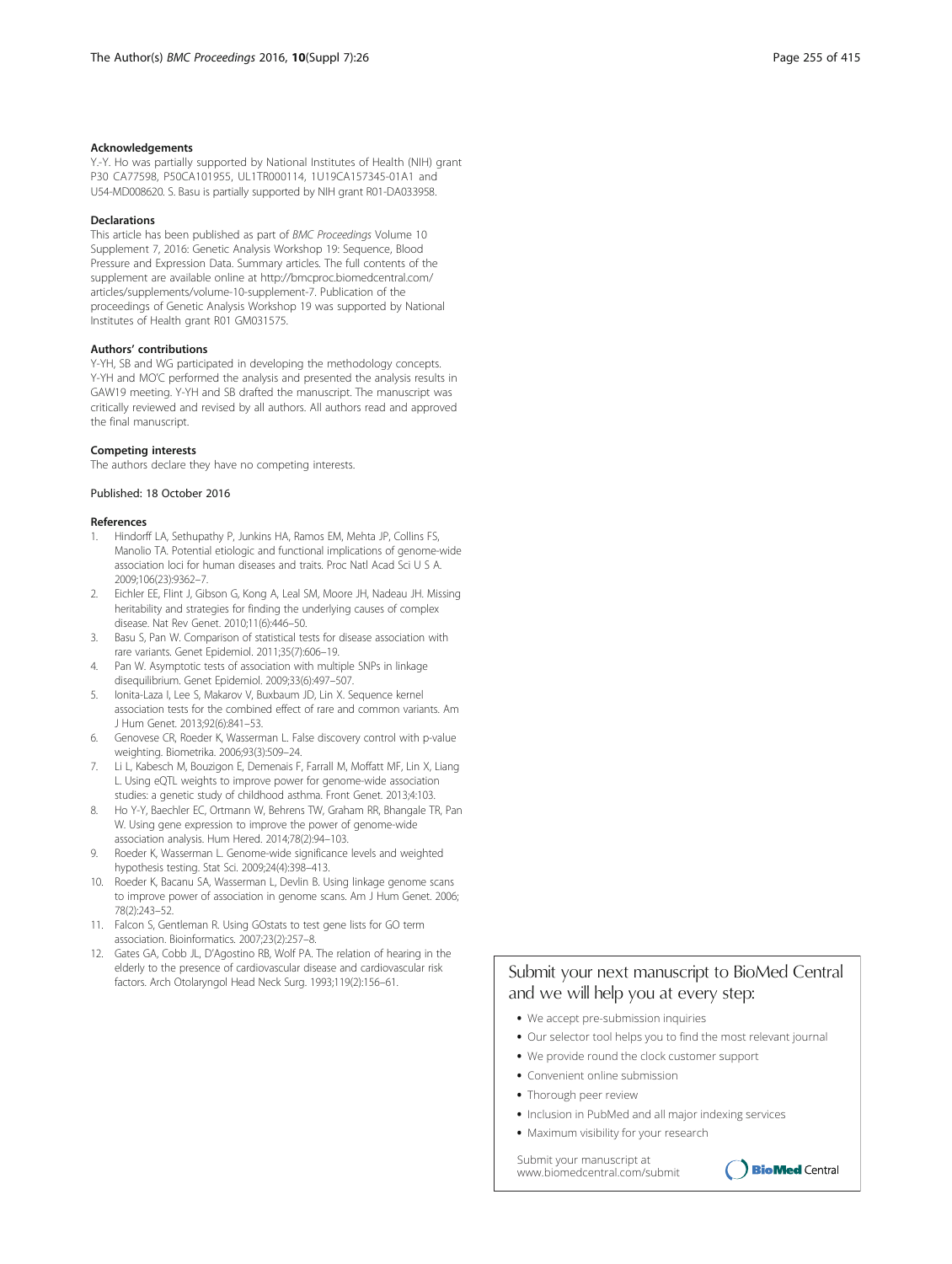#### Acknowledgements

Y.-Y. Ho was partially supported by National Institutes of Health (NIH) grant P30 CA77598, P50CA101955, UL1TR000114, 1U19CA157345-01A1 and U54-MD008620. S. Basu is partially supported by NIH grant R01-DA033958.

#### Declarations

This article has been published as part of *BMC Proceedings* Volume 10 Supplement 7, 2016: Genetic Analysis Workshop 19: Sequence, Blood Pressure and Expression Data. Summary articles. The full contents of the supplement are available online at http://bmcproc.biomedcentral.com/articles/supplements/volume-10-supplement-7. Publication of the proceedings of Genetic Analysis Workshop 19 was supported by National Institutes of Health grant R01 GM031575.

#### Authors' contributions

Y-YH, SB and WG participated in developing the methodology concepts. Y-YH and MO'C performed the analysis and presented the analysis results in GAW19 meeting. Y-YH and SB drafted the manuscript. The manuscript was critically reviewed and revised by all authors. All authors read and approved the final manuscript.

#### Competing interests

The authors declare they have no competing interests.

Published: 18 October 2016

#### References

1. Hindorff LA, Sethupathy P, Junkins HA, Ramos EM, Mehta JP, Collins FS, Manolio TA. Potential etiologic and functional implications of genome-wide association loci for human diseases and traits. Proc Natl Acad Sci U S A. 2009;106(23):9362–7.
2. Eichler EE, Flint J, Gibson G, Kong A, Leal SM, Moore JH, Nadeau JH. Missing heritability and strategies for finding the underlying causes of complex disease. Nat Rev Genet. 2010;11(6):446–50.
3. Basu S, Pan W. Comparison of statistical tests for disease association with rare variants. Genet Epidemiol. 2011;35(7):606–19.
4. Pan W. Asymptotic tests of association with multiple SNPs in linkage disequilibrium. Genet Epidemiol. 2009;33(6):497–507.
5. Ionita-Laza I, Lee S, Makarov V, Buxbaum JD, Lin X. Sequence kernel association tests for the combined effect of rare and common variants. Am J Hum Genet. 2013;92(6):841–53.
6. Genovese CR, Roeder K, Wasserman L. False discovery control with p-value weighting. Biometrika. 2006;93(3):509–24.
7. Li L, Kabesch M, Bouzigon E, Demenais F, Farrall M, Moffatt MF, Lin X, Liang L. Using eQTL weights to improve power for genome-wide association studies: a genetic study of childhood asthma. Front Genet. 2013;4:103.
8. Ho Y-Y, Baechler EC, Ortmann W, Behrens TW, Graham RR, Bhangale TR, Pan W. Using gene expression to improve the power of genome-wide association analysis. Hum Hered. 2014;78(2):94–103.
9. Roeder K, Wasserman L. Genome-wide significance levels and weighted hypothesis testing. Stat Sci. 2009;24(4):398–413.
10. Roeder K, Bacanu SA, Wasserman L, Devlin B. Using linkage genome scans to improve power of association in genome scans. Am J Hum Genet. 2006;78(2):243–52.
11. Falcon S, Gentleman R. Using GOstats to test gene lists for GO term association. Bioinformatics. 2007;23(2):257–8.
12. Gates GA, Cobb JL, D'Agostino RB, Wolf PA. The relation of hearing in the elderly to the presence of cardiovascular disease and cardiovascular risk factors. Arch Otolaryngol Head Neck Surg. 1993;119(2):156–61.

Submit your next manuscript to BioMed Central and we will help you at every step:

- We accept pre-submission inquiries
- Our selector tool helps you to find the most relevant journal
- We provide round the clock customer support
- Convenient online submission
- Thorough peer review
- Inclusion in PubMed and all major indexing services
- Maximum visibility for your research

Submit your manuscript at www.biomedcentral.com/submit

BioMed Central